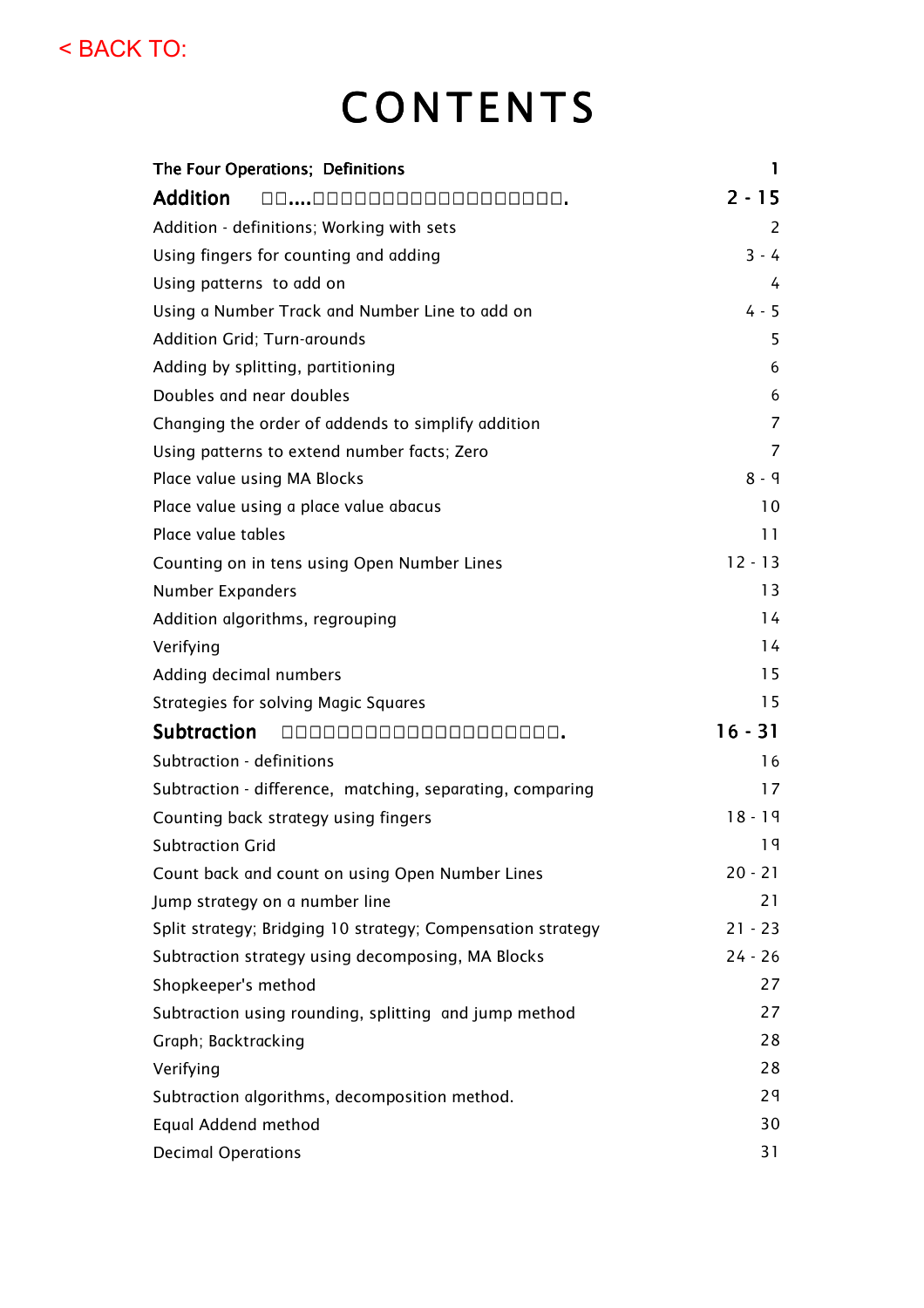< BACK TO:

# CONTENTS

| | |
|---|---|
| **The Four Operations; Definitions** | **1** |
| **Addition** □□....□□□□□□□□□□□□□□□□□□□□. | **2 - 15** |
| Addition - definitions; Working with sets | 2 |
| Using fingers for counting and adding | 3 - 4 |
| Using patterns to add on | 4 |
| Using a Number Track and Number Line to add on | 4 - 5 |
| Addition Grid; Turn-arounds | 5 |
| Adding by splitting, partitioning | 6 |
| Doubles and near doubles | 6 |
| Changing the order of addends to simplify addition | 7 |
| Using patterns to extend number facts; Zero | 7 |
| Place value using MA Blocks | 8 - 9 |
| Place value using a place value abacus | 10 |
| Place value tables | 11 |
| Counting on in tens using Open Number Lines | 12 - 13 |
| Number Expanders | 13 |
| Addition algorithms, regrouping | 14 |
| Verifying | 14 |
| Adding decimal numbers | 15 |
| Strategies for solving Magic Squares | 15 |
| **Subtraction** □□□□□□□□□□□□□□□□□□□□□□□. | **16 - 31** |
| Subtraction - definitions | 16 |
| Subtraction - difference, matching, separating, comparing | 17 |
| Counting back strategy using fingers | 18 - 19 |
| Subtraction Grid | 19 |
| Count back and count on using Open Number Lines | 20 - 21 |
| Jump strategy on a number line | 21 |
| Split strategy; Bridging 10 strategy; Compensation strategy | 21 - 23 |
| Subtraction strategy using decomposing, MA Blocks | 24 - 26 |
| Shopkeeper's method | 27 |
| Subtraction using rounding, splitting and jump method | 27 |
| Graph; Backtracking | 28 |
| Verifying | 28 |
| Subtraction algorithms, decomposition method. | 29 |
| Equal Addend method | 30 |
| Decimal Operations | 31 |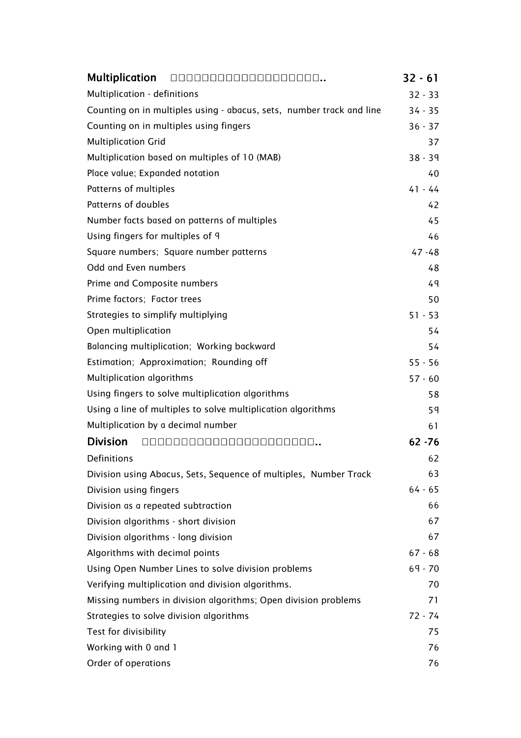| **Multiplication** | **32 - 61** |
|---|---|
| Multiplication - definitions | 32 - 33 |
| Counting on in multiples using - abacus, sets, number track and line | 34 - 35 |
| Counting on in multiples using fingers | 36 - 37 |
| Multiplication Grid | 37 |
| Multiplication based on multiples of 10 (MAB) | 38 - 39 |
| Place value; Expanded notation | 40 |
| Patterns of multiples | 41 - 44 |
| Patterns of doubles | 42 |
| Number facts based on patterns of multiples | 45 |
| Using fingers for multiples of 9 | 46 |
| Square numbers; Square number patterns | 47 -48 |
| Odd and Even numbers | 48 |
| Prime and Composite numbers | 49 |
| Prime factors; Factor trees | 50 |
| Strategies to simplify multiplying | 51 - 53 |
| Open multiplication | 54 |
| Balancing multiplication; Working backward | 54 |
| Estimation; Approximation; Rounding off | 55 - 56 |
| Multiplication algorithms | 57 - 60 |
| Using fingers to solve multiplication algorithms | 58 |
| Using a line of multiples to solve multiplication algorithms | 59 |
| Multiplication by a decimal number | 61 |
| **Division** | **62 -76** |
| Definitions | 62 |
| Division using Abacus, Sets, Sequence of multiples, Number Track | 63 |
| Division using fingers | 64 - 65 |
| Division as a repeated subtraction | 66 |
| Division algorithms - short division | 67 |
| Division algorithms - long division | 67 |
| Algorithms with decimal points | 67 - 68 |
| Using Open Number Lines to solve division problems | 69 - 70 |
| Verifying multiplication and division algorithms. | 70 |
| Missing numbers in division algorithms; Open division problems | 71 |
| Strategies to solve division algorithms | 72 - 74 |
| Test for divisibility | 75 |
| Working with 0 and 1 | 76 |
| Order of operations | 76 |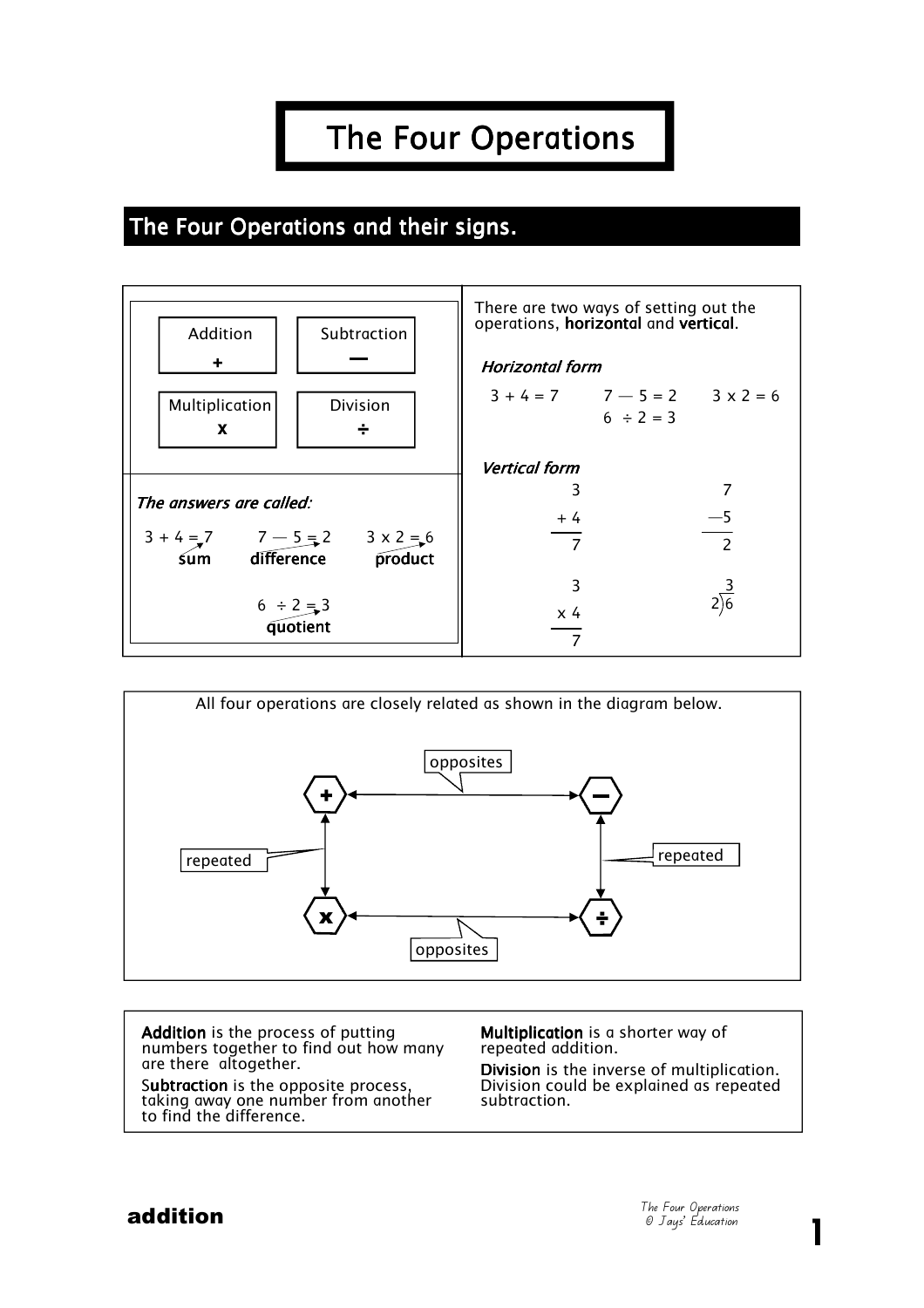# The Four Operations

## The Four Operations and their signs.

| Addition | Subtraction |
|---|---|
| + | — |
| **Multiplication** | **Division** |
| x | ÷ |

*The answers are called:*

3 + 4 = 7 → **sum**

7 — 5 = 2 → **difference**

3 x 2 = 6 → **product**

6 ÷ 2 = 3 → **quotient**

There are two ways of setting out the operations, **horizontal** and **vertical**.

*Horizontal form*

3 + 4 = 7 &nbsp;&nbsp; 7 — 5 = 2 &nbsp;&nbsp; 3 x 2 = 6 &nbsp;&nbsp; 6 ÷ 2 = 3

*Vertical form*

$$\begin{array}{r} 3 \\ +\ 4 \\ \hline 7 \end{array} \qquad \begin{array}{r} 7 \\ -5 \\ \hline 2 \end{array}$$

$$\begin{array}{r} 3 \\ \times\ 4 \\ \hline 7 \end{array} \qquad \begin{array}{r} 3 \\ 2\overline{)6} \end{array}$$

All four operations are closely related as shown in the diagram below.

- + and — : opposites
- x and ÷ : opposites
- + and x : repeated
- — and ÷ : repeated

**Addition** is the process of putting numbers together to find out how many are there altogether.

S**ubtraction** is the opposite process, taking away one number from another to find the difference.

**Multiplication** is a shorter way of repeated addition.

**Division** is the inverse of multiplication. Division could be explained as repeated subtraction.

**addition**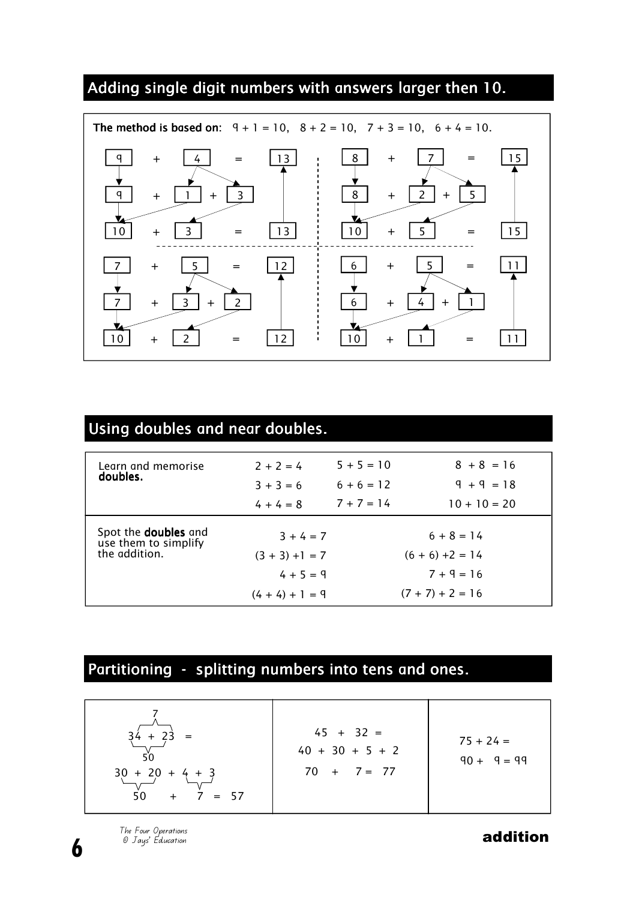## Adding single digit numbers with answers larger then 10.

**The method is based on:** $9 + 1 = 10$, $8 + 2 = 10$, $7 + 3 = 10$, $6 + 4 = 10$.

$$9 + 4 = 13$$
$$9 + 1 + 3$$
$$10 + 3 = 13$$

$$8 + 7 = 15$$
$$8 + 2 + 5$$
$$10 + 5 = 15$$

$$7 + 5 = 12$$
$$7 + 3 + 2$$
$$10 + 2 = 12$$

$$6 + 5 = 11$$
$$6 + 4 + 1$$
$$10 + 1 = 11$$

## Using doubles and near doubles.

Learn and memorise **doubles.**

| | | |
|---|---|---|
| $2 + 2 = 4$ | $5 + 5 = 10$ | $8 + 8 = 16$ |
| $3 + 3 = 6$ | $6 + 6 = 12$ | $9 + 9 = 18$ |
| $4 + 4 = 8$ | $7 + 7 = 14$ | $10 + 10 = 20$ |

Spot the **doubles** and use them to simplify the addition.

| | |
|---|---|
| $3 + 4 = 7$ | $6 + 8 = 14$ |
| $(3 + 3) + 1 = 7$ | $(6 + 6) + 2 = 14$ |
| $4 + 5 = 9$ | $7 + 9 = 16$ |
| $(4 + 4) + 1 = 9$ | $(7 + 7) + 2 = 16$ |

## Partitioning - splitting numbers into tens and ones.

$34 + 23 =$ (tens: 50, ones: 7)

$30 + 20 + 4 + 3$

$50 + 7 = 57$

---

$45 + 32 =$

$40 + 30 + 5 + 2$

$70 + 7 = 77$

---

$75 + 24 =$

$90 + 9 = 99$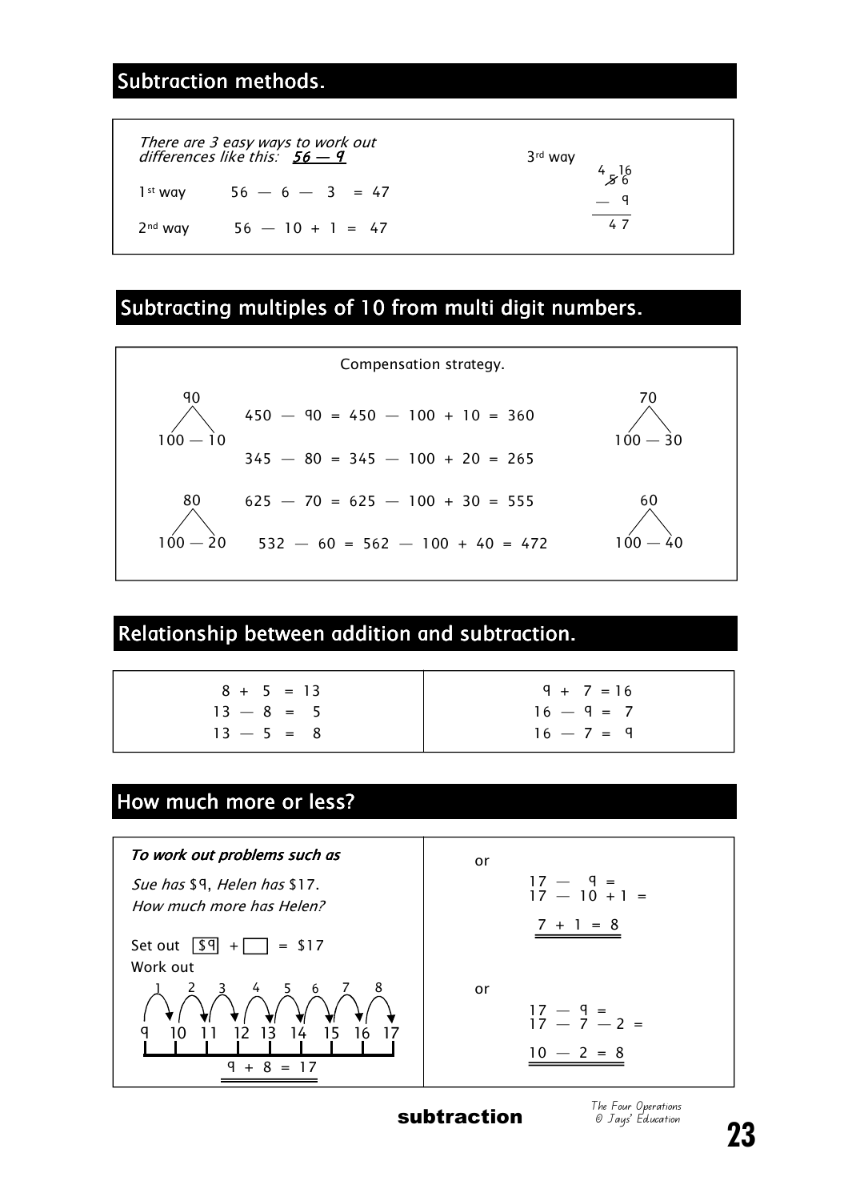## Subtraction methods.

*There are 3 easy ways to work out differences like this:* ***56 — 9***

1st way   $56 - 6 - 3 = 47$

2nd way   $56 - 10 + 1 = 47$

3rd way

$$\begin{array}{r} {}^{4}\not{5}{}^{1}6 \\ -\ \ 9 \\ \hline 4\ 7 \end{array}$$

## Subtracting multiples of 10 from multi digit numbers.

Compensation strategy.

$90 = 100 - 10$

$450 - 90 = 450 - 100 + 10 = 360$

$70 = 100 - 30$

$345 - 80 = 345 - 100 + 20 = 265$

$80 = 100 - 20$

$625 - 70 = 625 - 100 + 30 = 555$

$60 = 100 - 40$

$532 - 60 = 562 - 100 + 40 = 472$

## Relationship between addition and subtraction.

| | |
|---|---|
| $8 + 5 = 13$ | $9 + 7 = 16$ |
| $13 - 8 = 5$ | $16 - 9 = 7$ |
| $13 - 5 = 8$ | $16 - 7 = 9$ |

## How much more or less?

***To work out problems such as***

*Sue has* $9, *Helen has* $17.
*How much more has Helen?*

Set out [$9] + [ ] = $17

Work out

Number line from 9 to 17 with jumps 1, 2, 3, 4, 5, 6, 7, 8: 9, 10, 11, 12, 13, 14, 15, 16, 17

$9 + 8 = 17$

or

$17 - 9 =$
$17 - 10 + 1 =$

$7 + 1 = 8$

or

$17 - 9 =$
$17 - 7 - 2 =$

$10 - 2 = 8$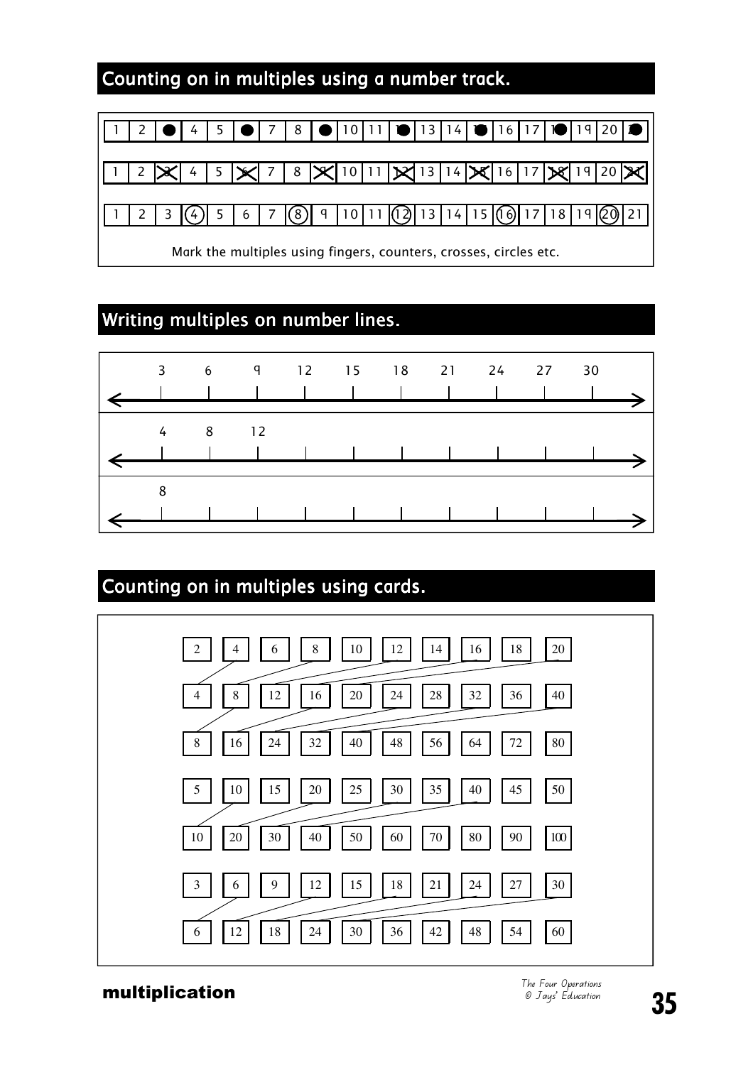## Counting on in multiples using a number track.

| 1 | 2 | ● | 4 | 5 | ● | 7 | 8 | ● | 10 | 11 | ● | 13 | 14 | ● | 16 | 17 | ● | 19 | 20 | ● |
|---|---|---|---|---|---|---|---|---|---|---|---|---|---|---|---|---|---|---|---|---|

| 1 | 2 | ~~3~~ | 4 | 5 | ~~6~~ | 7 | 8 | ~~9~~ | 10 | 11 | ~~12~~ | 13 | 14 | ~~15~~ | 16 | 17 | ~~18~~ | 19 | 20 | ~~21~~ |
|---|---|---|---|---|---|---|---|---|---|---|---|---|---|---|---|---|---|---|---|---|

| 1 | 2 | 3 | (4) | 5 | 6 | 7 | (8) | 9 | 10 | 11 | (12) | 13 | 14 | 15 | (16) | 17 | 18 | 19 | (20) | 21 |
|---|---|---|---|---|---|---|---|---|---|---|---|---|---|---|---|---|---|---|---|---|

Mark the multiples using fingers, counters, crosses, circles etc.

## Writing multiples on number lines.

3 6 9 12 15 18 21 24 27 30

4 8 12

8

## Counting on in multiples using cards.

| 2 | 4 | 6 | 8 | 10 | 12 | 14 | 16 | 18 | 20 |
|---|---|---|---|---|---|---|---|---|---|
| 4 | 8 | 12 | 16 | 20 | 24 | 28 | 32 | 36 | 40 |
| 8 | 16 | 24 | 32 | 40 | 48 | 56 | 64 | 72 | 80 |

| 5 | 10 | 15 | 20 | 25 | 30 | 35 | 40 | 45 | 50 |
|---|---|---|---|---|---|---|---|---|---|
| 10 | 20 | 30 | 40 | 50 | 60 | 70 | 80 | 90 | 100 |

| 3 | 6 | 9 | 12 | 15 | 18 | 21 | 24 | 27 | 30 |
|---|---|---|---|---|---|---|---|---|---|
| 6 | 12 | 18 | 24 | 30 | 36 | 42 | 48 | 54 | 60 |

**multiplication**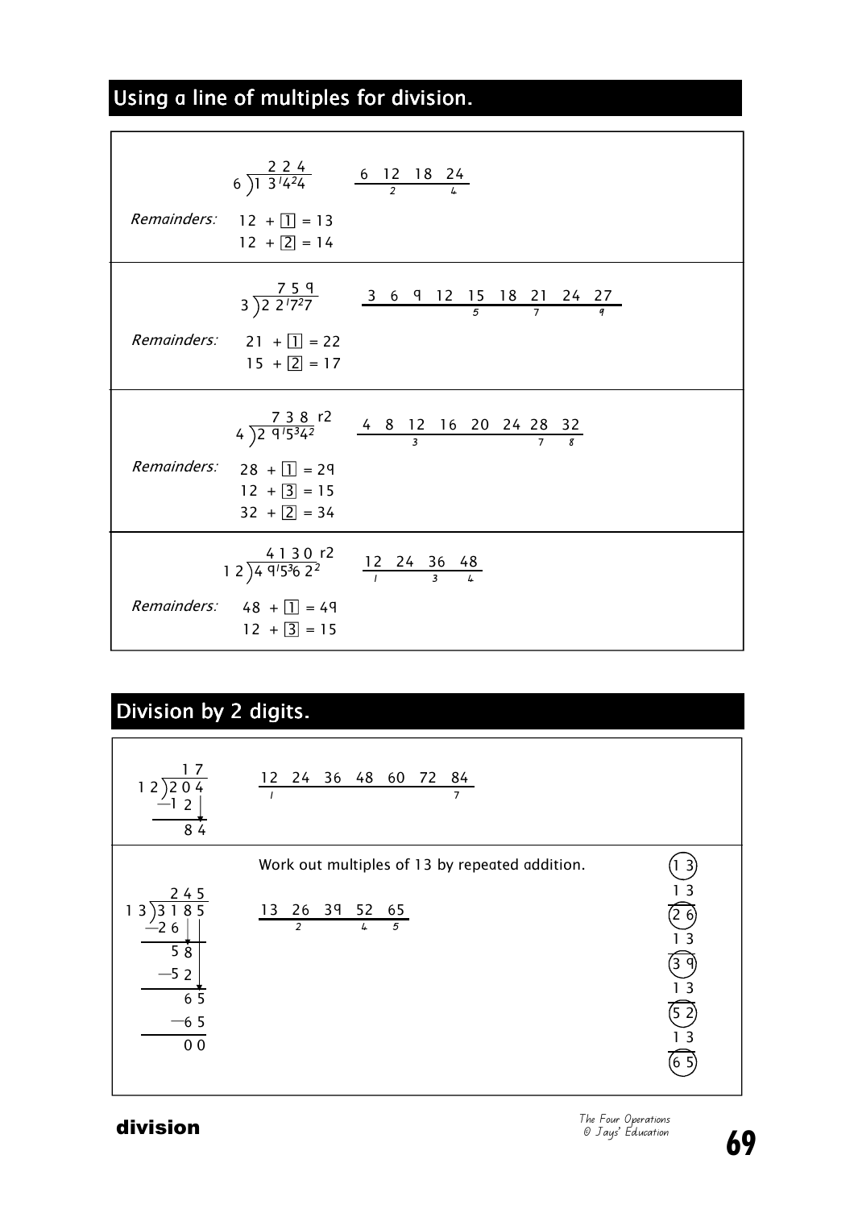## Using a line of multiples for division.

$$6\overline{)1\,3^{1}4^{2}4}\quad\text{quotient: }2\,2\,4$$

6 12 18 24 (marked: 12 → 2, 24 → 4)

*Remainders:*
12 + [1] = 13
12 + [2] = 14

---

$$3\overline{)2\,2^{1}7^{2}7}\quad\text{quotient: }7\,5\,9$$

3 6 9 12 15 18 21 24 27 (marked: 15 → 5, 21 → 7, 27 → 9)

*Remainders:*
21 + [1] = 22
15 + [2] = 17

---

$$4\overline{)2\,9^{1}5^{3}4^{2}}\quad\text{quotient: }7\,3\,8\text{ r2}$$

4 8 12 16 20 24 28 32 (marked: 12 → 3, 28 → 7, 32 → 8)

*Remainders:*
28 + [1] = 29
12 + [3] = 15
32 + [2] = 34

---

$$12\overline{)4\,9^{1}5^{3}6\,2^{2}}\quad\text{quotient: }4\,1\,3\,0\text{ r2}$$

12 24 36 48 (marked: 12 → 1, 36 → 3, 48 → 4)

*Remainders:*
48 + [1] = 49
12 + [3] = 15

## Division by 2 digits.

```
    1 7
1 2)2 0 4
   −1 2
     8 4
```

12 24 36 48 60 72 84 (marked: 12 → 1, 84 → 7)

---

Work out multiples of 13 by repeated addition.

```
    2 4 5
1 3)3 1 8 5
   −2 6
      5 8
     −5 2
        6 5
       −6 5
        0 0
```

13 26 39 52 65 (marked: 26 → 2, 52 → 4, 65 → 5)

```
 (1 3)
  1 3
 (2 6)
  1 3
 (3 9)
  1 3
 (5 2)
  1 3
 (6 5)
```

**division**

The Four Operations
© Jays' Education